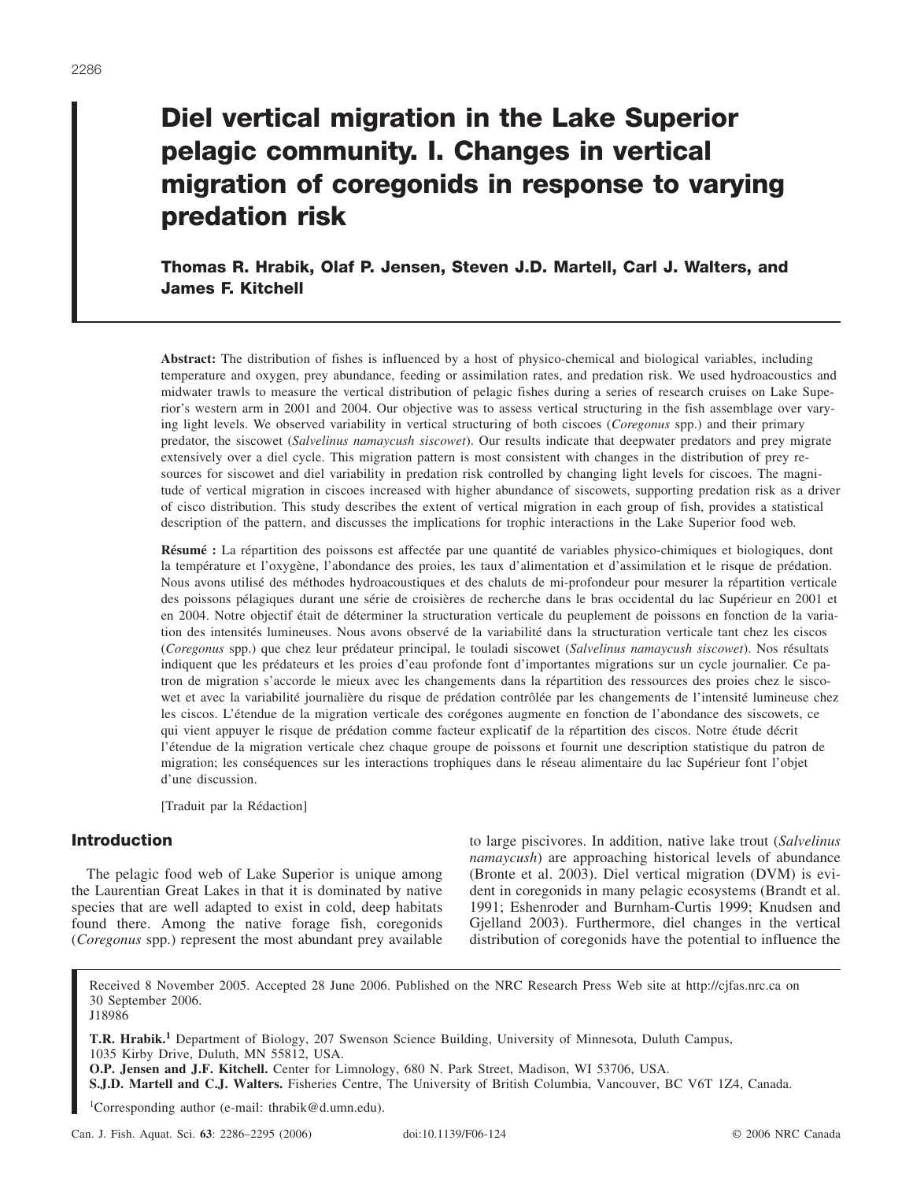# Diel vertical migration in the Lake Superior pelagic community. I. Changes in vertical migration of coregonids in response to varying predation risk

**Thomas R. Hrabik, Olaf P. Jensen, Steven J.D. Martell, Carl J. Walters, and James F. Kitchell**

**Abstract:** The distribution of fishes is influenced by a host of physico-chemical and biological variables, including temperature and oxygen, prey abundance, feeding or assimilation rates, and predation risk. We used hydroacoustics and midwater trawls to measure the vertical distribution of pelagic fishes during a series of research cruises on Lake Superior's western arm in 2001 and 2004. Our objective was to assess vertical structuring in the fish assemblage over varying light levels. We observed variability in vertical structuring of both ciscoes (*Coregonus* spp.) and their primary predator, the siscowet (*Salvelinus namaycush siscowet*). Our results indicate that deepwater predators and prey migrate extensively over a diel cycle. This migration pattern is most consistent with changes in the distribution of prey resources for siscowet and diel variability in predation risk controlled by changing light levels for ciscoes. The magnitude of vertical migration in ciscoes increased with higher abundance of siscowets, supporting predation risk as a driver of cisco distribution. This study describes the extent of vertical migration in each group of fish, provides a statistical description of the pattern, and discusses the implications for trophic interactions in the Lake Superior food web.

**Résumé :** La répartition des poissons est affectée par une quantité de variables physico-chimiques et biologiques, dont la température et l'oxygène, l'abondance des proies, les taux d'alimentation et d'assimilation et le risque de prédation. Nous avons utilisé des méthodes hydroacoustiques et des chaluts de mi-profondeur pour mesurer la répartition verticale des poissons pélagiques durant une série de croisières de recherche dans le bras occidental du lac Supérieur en 2001 et en 2004. Notre objectif était de déterminer la structuration verticale du peuplement de poissons en fonction de la variation des intensités lumineuses. Nous avons observé de la variabilité dans la structuration verticale tant chez les ciscos (*Coregonus* spp.) que chez leur prédateur principal, le touladi siscowet (*Salvelinus namaycush siscowet*). Nos résultats indiquent que les prédateurs et les proies d'eau profonde font d'importantes migrations sur un cycle journalier. Ce patron de migration s'accorde le mieux avec les changements dans la répartition des ressources des proies chez le siscowet et avec la variabilité journalière du risque de prédation contrôlée par les changements de l'intensité lumineuse chez les ciscos. L'étendue de la migration verticale des corégones augmente en fonction de l'abondance des siscowets, ce qui vient appuyer le risque de prédation comme facteur explicatif de la répartition des ciscos. Notre étude décrit l'étendue de la migration verticale chez chaque groupe de poissons et fournit une description statistique du patron de migration; les conséquences sur les interactions trophiques dans le réseau alimentaire du lac Supérieur font l'objet d'une discussion.

[Traduit par la Rédaction]

## Introduction

The pelagic food web of Lake Superior is unique among the Laurentian Great Lakes in that it is dominated by native species that are well adapted to exist in cold, deep habitats found there. Among the native forage fish, coregonids (*Coregonus* spp.) represent the most abundant prey available to large piscivores. In addition, native lake trout (*Salvelinus namaycush*) are approaching historical levels of abundance (Bronte et al. 2003). Diel vertical migration (DVM) is evident in coregonids in many pelagic ecosystems (Brandt et al. 1991; Eshenroder and Burnham-Curtis 1999; Knudsen and Gjelland 2003). Furthermore, diel changes in the vertical distribution of coregonids have the potential to influence the

Received 8 November 2005. Accepted 28 June 2006. Published on the NRC Research Press Web site at http://cjfas.nrc.ca on 30 September 2006.
J18986

**T.R. Hrabik.**[1] Department of Biology, 207 Swenson Science Building, University of Minnesota, Duluth Campus, 1035 Kirby Drive, Duluth, MN 55812, USA.
**O.P. Jensen and J.F. Kitchell.** Center for Limnology, 680 N. Park Street, Madison, WI 53706, USA.
**S.J.D. Martell and C.J. Walters.** Fisheries Centre, The University of British Columbia, Vancouver, BC V6T 1Z4, Canada.

[1]Corresponding author (e-mail: thrabik@d.umn.edu).

doi:10.1139/F06-124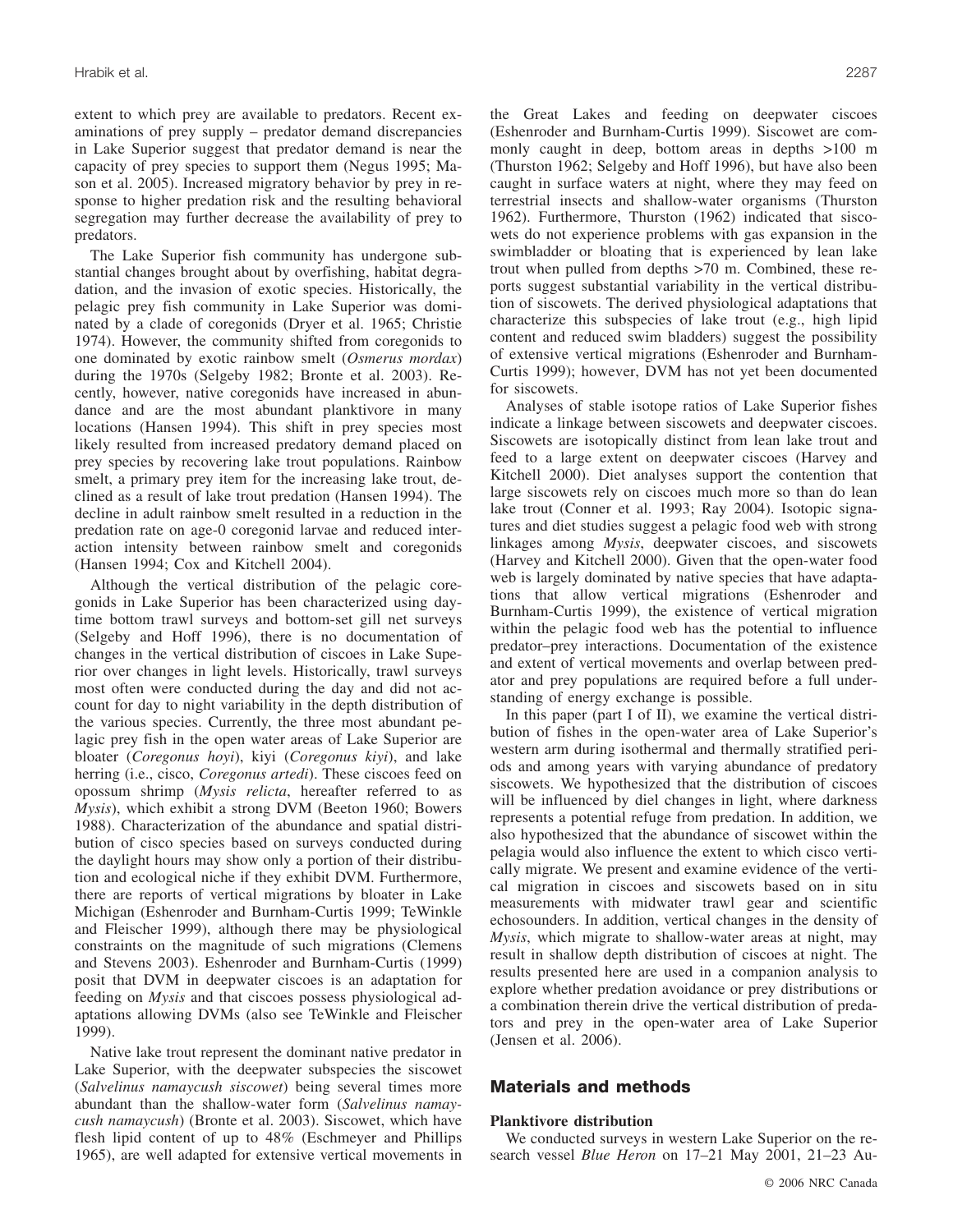extent to which prey are available to predators. Recent examinations of prey supply – predator demand discrepancies in Lake Superior suggest that predator demand is near the capacity of prey species to support them (Negus 1995; Mason et al. 2005). Increased migratory behavior by prey in response to higher predation risk and the resulting behavioral segregation may further decrease the availability of prey to predators.

The Lake Superior fish community has undergone substantial changes brought about by overfishing, habitat degradation, and the invasion of exotic species. Historically, the pelagic prey fish community in Lake Superior was dominated by a clade of coregonids (Dryer et al. 1965; Christie 1974). However, the community shifted from coregonids to one dominated by exotic rainbow smelt (*Osmerus mordax*) during the 1970s (Selgeby 1982; Bronte et al. 2003). Recently, however, native coregonids have increased in abundance and are the most abundant planktivore in many locations (Hansen 1994). This shift in prey species most likely resulted from increased predatory demand placed on prey species by recovering lake trout populations. Rainbow smelt, a primary prey item for the increasing lake trout, declined as a result of lake trout predation (Hansen 1994). The decline in adult rainbow smelt resulted in a reduction in the predation rate on age-0 coregonid larvae and reduced interaction intensity between rainbow smelt and coregonids (Hansen 1994; Cox and Kitchell 2004).

Although the vertical distribution of the pelagic coregonids in Lake Superior has been characterized using daytime bottom trawl surveys and bottom-set gill net surveys (Selgeby and Hoff 1996), there is no documentation of changes in the vertical distribution of ciscoes in Lake Superior over changes in light levels. Historically, trawl surveys most often were conducted during the day and did not account for day to night variability in the depth distribution of the various species. Currently, the three most abundant pelagic prey fish in the open water areas of Lake Superior are bloater (*Coregonus hoyi*), kiyi (*Coregonus kiyi*), and lake herring (i.e., cisco, *Coregonus artedi*). These ciscoes feed on opossum shrimp (*Mysis relicta*, hereafter referred to as *Mysis*), which exhibit a strong DVM (Beeton 1960; Bowers 1988). Characterization of the abundance and spatial distribution of cisco species based on surveys conducted during the daylight hours may show only a portion of their distribution and ecological niche if they exhibit DVM. Furthermore, there are reports of vertical migrations by bloater in Lake Michigan (Eshenroder and Burnham-Curtis 1999; TeWinkle and Fleischer 1999), although there may be physiological constraints on the magnitude of such migrations (Clemens and Stevens 2003). Eshenroder and Burnham-Curtis (1999) posit that DVM in deepwater ciscoes is an adaptation for feeding on *Mysis* and that ciscoes possess physiological adaptations allowing DVMs (also see TeWinkle and Fleischer 1999).

Native lake trout represent the dominant native predator in Lake Superior, with the deepwater subspecies the siscowet (*Salvelinus namaycush siscowet*) being several times more abundant than the shallow-water form (*Salvelinus namaycush namaycush*) (Bronte et al. 2003). Siscowet, which have flesh lipid content of up to 48% (Eschmeyer and Phillips 1965), are well adapted for extensive vertical movements in the Great Lakes and feeding on deepwater ciscoes (Eshenroder and Burnham-Curtis 1999). Siscowet are commonly caught in deep, bottom areas in depths >100 m (Thurston 1962; Selgeby and Hoff 1996), but have also been caught in surface waters at night, where they may feed on terrestrial insects and shallow-water organisms (Thurston 1962). Furthermore, Thurston (1962) indicated that siscowets do not experience problems with gas expansion in the swimbladder or bloating that is experienced by lean lake trout when pulled from depths >70 m. Combined, these reports suggest substantial variability in the vertical distribution of siscowets. The derived physiological adaptations that characterize this subspecies of lake trout (e.g., high lipid content and reduced swim bladders) suggest the possibility of extensive vertical migrations (Eshenroder and Burnham-Curtis 1999); however, DVM has not yet been documented for siscowets.

Analyses of stable isotope ratios of Lake Superior fishes indicate a linkage between siscowets and deepwater ciscoes. Siscowets are isotopically distinct from lean lake trout and feed to a large extent on deepwater ciscoes (Harvey and Kitchell 2000). Diet analyses support the contention that large siscowets rely on ciscoes much more so than do lean lake trout (Conner et al. 1993; Ray 2004). Isotopic signatures and diet studies suggest a pelagic food web with strong linkages among *Mysis*, deepwater ciscoes, and siscowets (Harvey and Kitchell 2000). Given that the open-water food web is largely dominated by native species that have adaptations that allow vertical migrations (Eshenroder and Burnham-Curtis 1999), the existence of vertical migration within the pelagic food web has the potential to influence predator–prey interactions. Documentation of the existence and extent of vertical movements and overlap between predator and prey populations are required before a full understanding of energy exchange is possible.

In this paper (part I of II), we examine the vertical distribution of fishes in the open-water area of Lake Superior's western arm during isothermal and thermally stratified periods and among years with varying abundance of predatory siscowets. We hypothesized that the distribution of ciscoes will be influenced by diel changes in light, where darkness represents a potential refuge from predation. In addition, we also hypothesized that the abundance of siscowet within the pelagia would also influence the extent to which cisco vertically migrate. We present and examine evidence of the vertical migration in ciscoes and siscowets based on in situ measurements with midwater trawl gear and scientific echosounders. In addition, vertical changes in the density of *Mysis*, which migrate to shallow-water areas at night, may result in shallow depth distribution of ciscoes at night. The results presented here are used in a companion analysis to explore whether predation avoidance or prey distributions or a combination therein drive the vertical distribution of predators and prey in the open-water area of Lake Superior (Jensen et al. 2006).

## Materials and methods

### Planktivore distribution

We conducted surveys in western Lake Superior on the research vessel *Blue Heron* on 17–21 May 2001, 21–23 Au-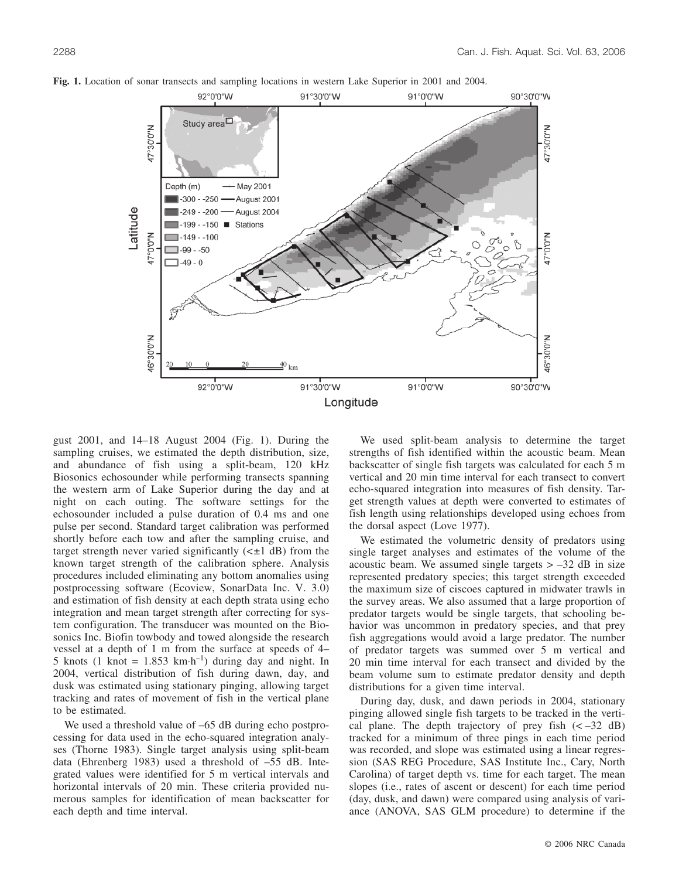**Fig. 1.** Location of sonar transects and sampling locations in western Lake Superior in 2001 and 2004.

gust 2001, and 14–18 August 2004 (Fig. 1). During the sampling cruises, we estimated the depth distribution, size, and abundance of fish using a split-beam, 120 kHz Biosonics echosounder while performing transects spanning the western arm of Lake Superior during the day and at night on each outing. The software settings for the echosounder included a pulse duration of 0.4 ms and one pulse per second. Standard target calibration was performed shortly before each tow and after the sampling cruise, and target strength never varied significantly (<±1 dB) from the known target strength of the calibration sphere. Analysis procedures included eliminating any bottom anomalies using postprocessing software (Ecoview, SonarData Inc. V. 3.0) and estimation of fish density at each depth strata using echo integration and mean target strength after correcting for system configuration. The transducer was mounted on the Biosonics Inc. Biofin towbody and towed alongside the research vessel at a depth of 1 m from the surface at speeds of 4–5 knots (1 knot = 1.853 km·h$^{-1}$) during day and night. In 2004, vertical distribution of fish during dawn, day, and dusk was estimated using stationary pinging, allowing target tracking and rates of movement of fish in the vertical plane to be estimated.

We used a threshold value of –65 dB during echo postprocessing for data used in the echo-squared integration analyses (Thorne 1983). Single target analysis using split-beam data (Ehrenberg 1983) used a threshold of –55 dB. Integrated values were identified for 5 m vertical intervals and horizontal intervals of 20 min. These criteria provided numerous samples for identification of mean backscatter for each depth and time interval.

We used split-beam analysis to determine the target strengths of fish identified within the acoustic beam. Mean backscatter of single fish targets was calculated for each 5 m vertical and 20 min time interval for each transect to convert echo-squared integration into measures of fish density. Target strength values at depth were converted to estimates of fish length using relationships developed using echoes from the dorsal aspect (Love 1977).

We estimated the volumetric density of predators using single target analyses and estimates of the volume of the acoustic beam. We assumed single targets > –32 dB in size represented predatory species; this target strength exceeded the maximum size of ciscoes captured in midwater trawls in the survey areas. We also assumed that a large proportion of predator targets would be single targets, that schooling behavior was uncommon in predatory species, and that prey fish aggregations would avoid a large predator. The number of predator targets was summed over 5 m vertical and 20 min time interval for each transect and divided by the beam volume sum to estimate predator density and depth distributions for a given time interval.

During day, dusk, and dawn periods in 2004, stationary pinging allowed single fish targets to be tracked in the vertical plane. The depth trajectory of prey fish (< –32 dB) tracked for a minimum of three pings in each time period was recorded, and slope was estimated using a linear regression (SAS REG Procedure, SAS Institute Inc., Cary, North Carolina) of target depth vs. time for each target. The mean slopes (i.e., rates of ascent or descent) for each time period (day, dusk, and dawn) were compared using analysis of variance (ANOVA, SAS GLM procedure) to determine if the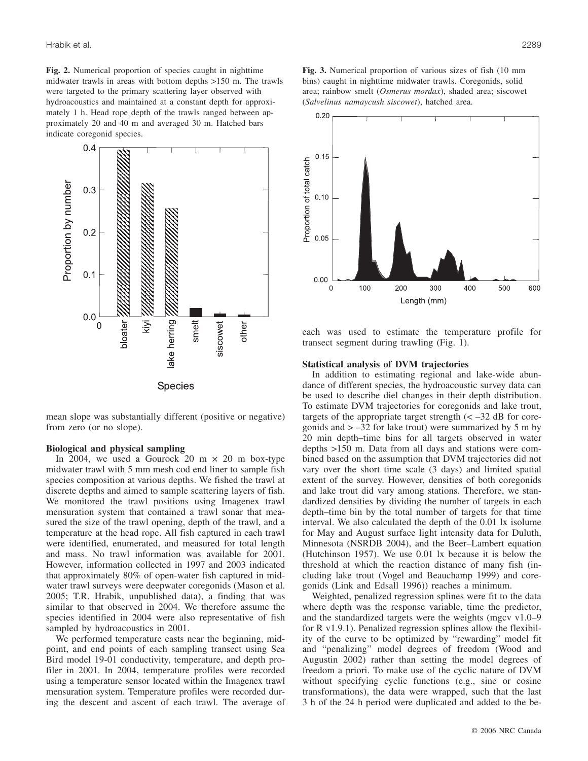**Fig. 2.** Numerical proportion of species caught in nighttime midwater trawls in areas with bottom depths >150 m. The trawls were targeted to the primary scattering layer observed with hydroacoustics and maintained at a constant depth for approximately 1 h. Head rope depth of the trawls ranged between approximately 20 and 40 m and averaged 30 m. Hatched bars indicate coregonid species.

**Fig. 3.** Numerical proportion of various sizes of fish (10 mm bins) caught in nighttime midwater trawls. Coregonids, solid area; rainbow smelt (*Osmerus mordax*), shaded area; siscowet (*Salvelinus namaycush siscowet*), hatched area.

mean slope was substantially different (positive or negative) from zero (or no slope).

### Biological and physical sampling

In 2004, we used a Gourock 20 m × 20 m box-type midwater trawl with 5 mm mesh cod end liner to sample fish species composition at various depths. We fished the trawl at discrete depths and aimed to sample scattering layers of fish. We monitored the trawl positions using Imagenex trawl mensuration system that contained a trawl sonar that measured the size of the trawl opening, depth of the trawl, and a temperature at the head rope. All fish captured in each trawl were identified, enumerated, and measured for total length and mass. No trawl information was available for 2001. However, information collected in 1997 and 2003 indicated that approximately 80% of open-water fish captured in midwater trawl surveys were deepwater coregonids (Mason et al. 2005; T.R. Hrabik, unpublished data), a finding that was similar to that observed in 2004. We therefore assume the species identified in 2004 were also representative of fish sampled by hydroacoustics in 2001.

We performed temperature casts near the beginning, midpoint, and end points of each sampling transect using Sea Bird model 19-01 conductivity, temperature, and depth profiler in 2001. In 2004, temperature profiles were recorded using a temperature sensor located within the Imagenex trawl mensuration system. Temperature profiles were recorded during the descent and ascent of each trawl. The average of each was used to estimate the temperature profile for transect segment during trawling (Fig. 1).

### Statistical analysis of DVM trajectories

In addition to estimating regional and lake-wide abundance of different species, the hydroacoustic survey data can be used to describe diel changes in their depth distribution. To estimate DVM trajectories for coregonids and lake trout, targets of the appropriate target strength (< –32 dB for coregonids and > –32 for lake trout) were summarized by 5 m by 20 min depth–time bins for all targets observed in water depths >150 m. Data from all days and stations were combined based on the assumption that DVM trajectories did not vary over the short time scale (3 days) and limited spatial extent of the survey. However, densities of both coregonids and lake trout did vary among stations. Therefore, we standardized densities by dividing the number of targets in each depth–time bin by the total number of targets for that time interval. We also calculated the depth of the 0.01 lx isolume for May and August surface light intensity data for Duluth, Minnesota (NSRDB 2004), and the Beer–Lambert equation (Hutchinson 1957). We use 0.01 lx because it is below the threshold at which the reaction distance of many fish (including lake trout (Vogel and Beauchamp 1999) and coregonids (Link and Edsall 1996)) reaches a minimum.

Weighted, penalized regression splines were fit to the data where depth was the response variable, time the predictor, and the standardized targets were the weights (mgcv v1.0–9 for R v1.9.1). Penalized regression splines allow the flexibility of the curve to be optimized by "rewarding" model fit and "penalizing" model degrees of freedom (Wood and Augustin 2002) rather than setting the model degrees of freedom a priori. To make use of the cyclic nature of DVM without specifying cyclic functions (e.g., sine or cosine transformations), the data were wrapped, such that the last 3 h of the 24 h period were duplicated and added to the be-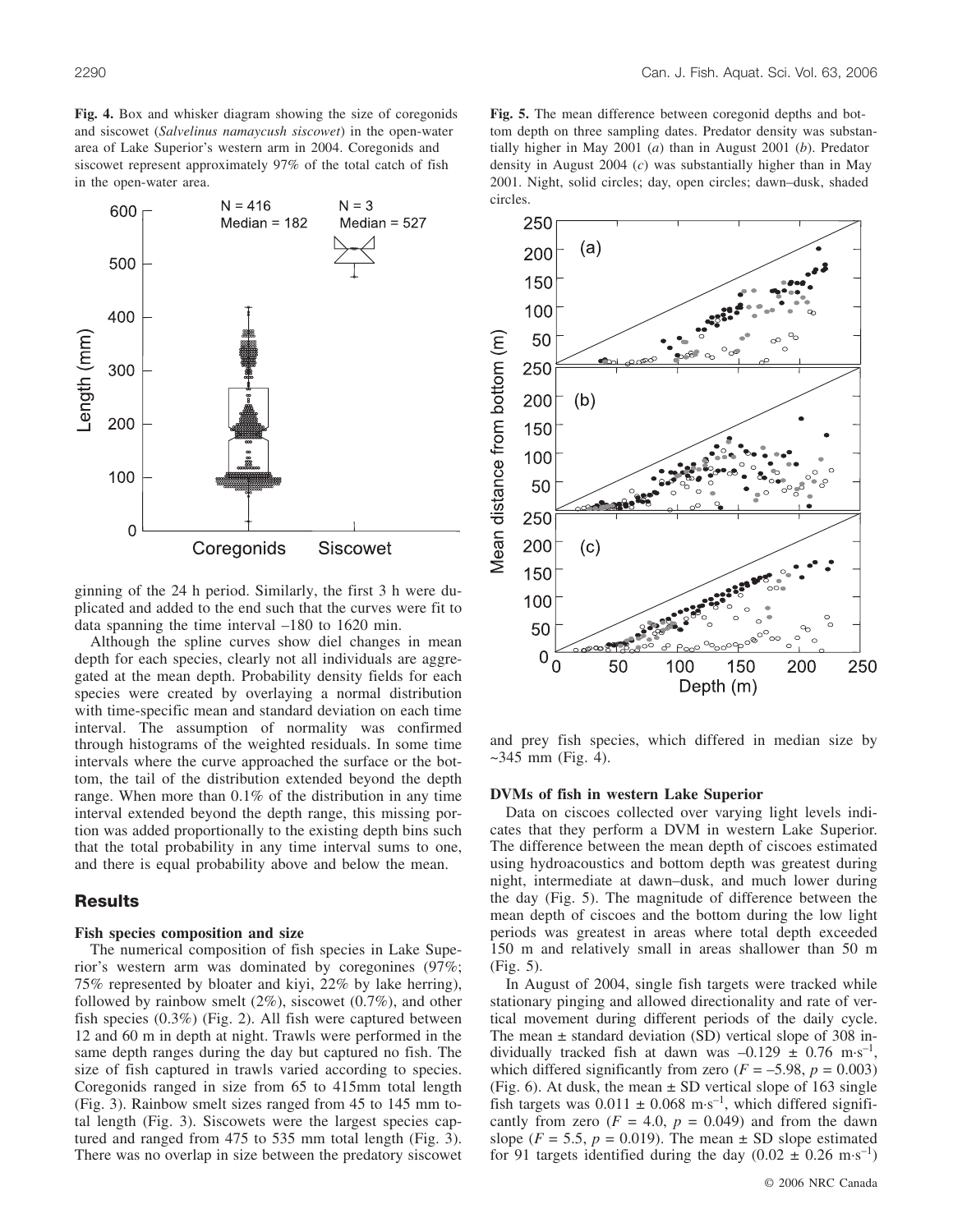**Fig. 4.** Box and whisker diagram showing the size of coregonids and siscowet (*Salvelinus namaycush siscowet*) in the open-water area of Lake Superior's western arm in 2004. Coregonids and siscowet represent approximately 97% of the total catch of fish in the open-water area.

**Fig. 5.** The mean difference between coregonid depths and bottom depth on three sampling dates. Predator density was substantially higher in May 2001 (*a*) than in August 2001 (*b*). Predator density in August 2004 (*c*) was substantially higher than in May 2001. Night, solid circles; day, open circles; dawn–dusk, shaded circles.

ginning of the 24 h period. Similarly, the first 3 h were duplicated and added to the end such that the curves were fit to data spanning the time interval –180 to 1620 min.

Although the spline curves show diel changes in mean depth for each species, clearly not all individuals are aggregated at the mean depth. Probability density fields for each species were created by overlaying a normal distribution with time-specific mean and standard deviation on each time interval. The assumption of normality was confirmed through histograms of the weighted residuals. In some time intervals where the curve approached the surface or the bottom, the tail of the distribution extended beyond the depth range. When more than 0.1% of the distribution in any time interval extended beyond the depth range, this missing portion was added proportionally to the existing depth bins such that the total probability in any time interval sums to one, and there is equal probability above and below the mean.

## Results

### Fish species composition and size

The numerical composition of fish species in Lake Superior's western arm was dominated by coregonines (97%; 75% represented by bloater and kiyi, 22% by lake herring), followed by rainbow smelt (2%), siscowet (0.7%), and other fish species (0.3%) (Fig. 2). All fish were captured between 12 and 60 m in depth at night. Trawls were performed in the same depth ranges during the day but captured no fish. The size of fish captured in trawls varied according to species. Coregonids ranged in size from 65 to 415mm total length (Fig. 3). Rainbow smelt sizes ranged from 45 to 145 mm total length (Fig. 3). Siscowets were the largest species captured and ranged from 475 to 535 mm total length (Fig. 3). There was no overlap in size between the predatory siscowet and prey fish species, which differed in median size by ~345 mm (Fig. 4).

### DVMs of fish in western Lake Superior

Data on ciscoes collected over varying light levels indicates that they perform a DVM in western Lake Superior. The difference between the mean depth of ciscoes estimated using hydroacoustics and bottom depth was greatest during night, intermediate at dawn–dusk, and much lower during the day (Fig. 5). The magnitude of difference between the mean depth of ciscoes and the bottom during the low light periods was greatest in areas where total depth exceeded 150 m and relatively small in areas shallower than 50 m (Fig. 5).

In August of 2004, single fish targets were tracked while stationary pinging and allowed directionality and rate of vertical movement during different periods of the daily cycle. The mean ± standard deviation (SD) vertical slope of 308 individually tracked fish at dawn was $-0.129 \pm 0.76$ m·s$^{-1}$, which differed significantly from zero ($F = -5.98$, $p = 0.003$) (Fig. 6). At dusk, the mean ± SD vertical slope of 163 single fish targets was $0.011 \pm 0.068$ m·s$^{-1}$, which differed significantly from zero ($F = 4.0$, $p = 0.049$) and from the dawn slope ($F = 5.5$, $p = 0.019$). The mean ± SD slope estimated for 91 targets identified during the day ($0.02 \pm 0.26$ m·s$^{-1}$)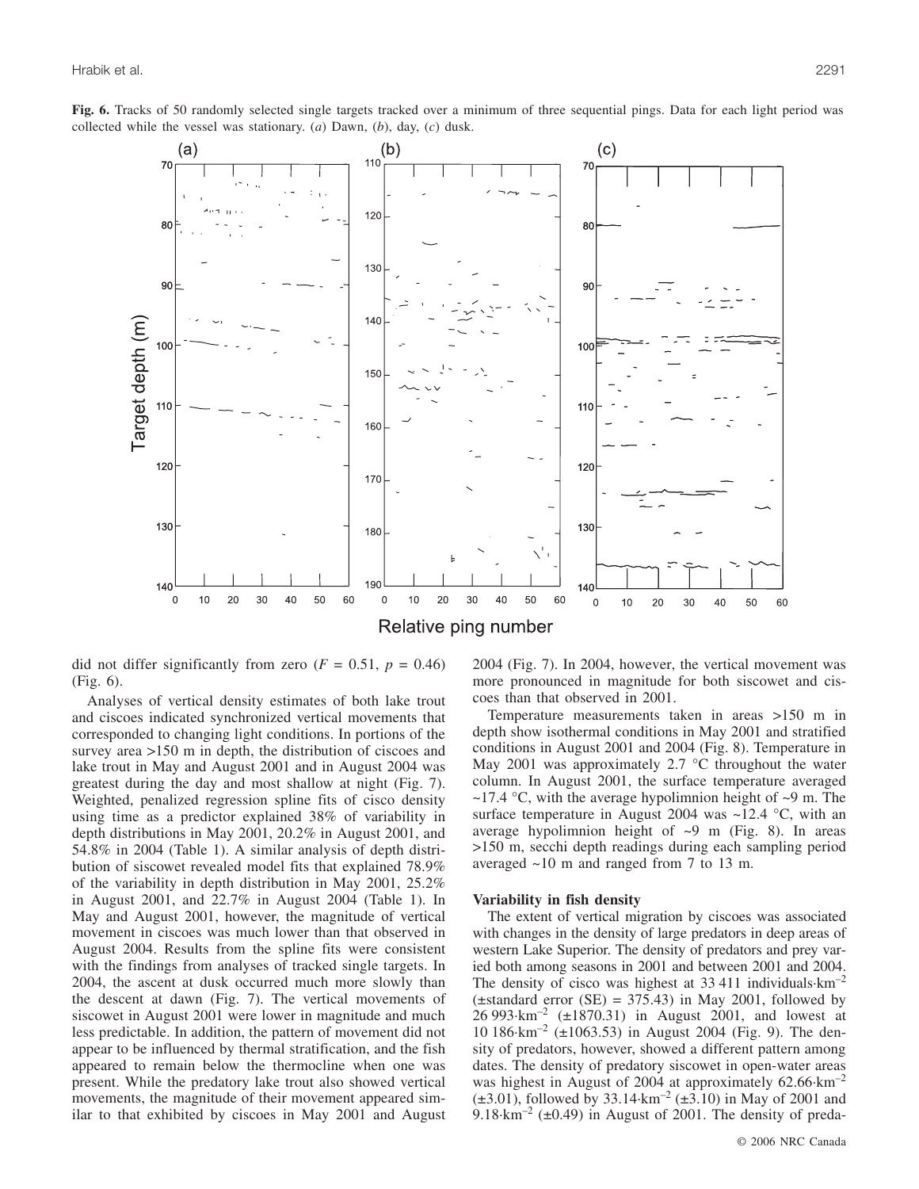**Fig. 6.** Tracks of 50 randomly selected single targets tracked over a minimum of three sequential pings. Data for each light period was collected while the vessel was stationary. (*a*) Dawn, (*b*), day, (*c*) dusk.

did not differ significantly from zero ($F = 0.51$, $p = 0.46$) (Fig. 6).

Analyses of vertical density estimates of both lake trout and ciscoes indicated synchronized vertical movements that corresponded to changing light conditions. In portions of the survey area >150 m in depth, the distribution of ciscoes and lake trout in May and August 2001 and in August 2004 was greatest during the day and most shallow at night (Fig. 7). Weighted, penalized regression spline fits of cisco density using time as a predictor explained 38% of variability in depth distributions in May 2001, 20.2% in August 2001, and 54.8% in 2004 (Table 1). A similar analysis of depth distribution of siscowet revealed model fits that explained 78.9% of the variability in depth distribution in May 2001, 25.2% in August 2001, and 22.7% in August 2004 (Table 1). In May and August 2001, however, the magnitude of vertical movement in ciscoes was much lower than that observed in August 2004. Results from the spline fits were consistent with the findings from analyses of tracked single targets. In 2004, the ascent at dusk occurred much more slowly than the descent at dawn (Fig. 7). The vertical movements of siscowet in August 2001 were lower in magnitude and much less predictable. In addition, the pattern of movement did not appear to be influenced by thermal stratification, and the fish appeared to remain below the thermocline when one was present. While the predatory lake trout also showed vertical movements, the magnitude of their movement appeared similar to that exhibited by ciscoes in May 2001 and August 2004 (Fig. 7). In 2004, however, the vertical movement was more pronounced in magnitude for both siscowet and ciscoes than that observed in 2001.

Temperature measurements taken in areas >150 m in depth show isothermal conditions in May 2001 and stratified conditions in August 2001 and 2004 (Fig. 8). Temperature in May 2001 was approximately 2.7 °C throughout the water column. In August 2001, the surface temperature averaged ~17.4 °C, with the average hypolimnion height of ~9 m. The surface temperature in August 2004 was ~12.4 °C, with an average hypolimnion height of ~9 m (Fig. 8). In areas >150 m, secchi depth readings during each sampling period averaged ~10 m and ranged from 7 to 13 m.

### Variability in fish density

The extent of vertical migration by ciscoes was associated with changes in the density of large predators in deep areas of western Lake Superior. The density of predators and prey varied both among seasons in 2001 and between 2001 and 2004. The density of cisco was highest at 33 411 individuals·km$^{-2}$ (±standard error (SE) = 375.43) in May 2001, followed by 26 993·km$^{-2}$ (±1870.31) in August 2001, and lowest at 10 186·km$^{-2}$ (±1063.53) in August 2004 (Fig. 9). The density of predators, however, showed a different pattern among dates. The density of predatory siscowet in open-water areas was highest in August of 2004 at approximately 62.66·km$^{-2}$ (±3.01), followed by 33.14·km$^{-2}$ (±3.10) in May of 2001 and 9.18·km$^{-2}$ (±0.49) in August of 2001. The density of preda-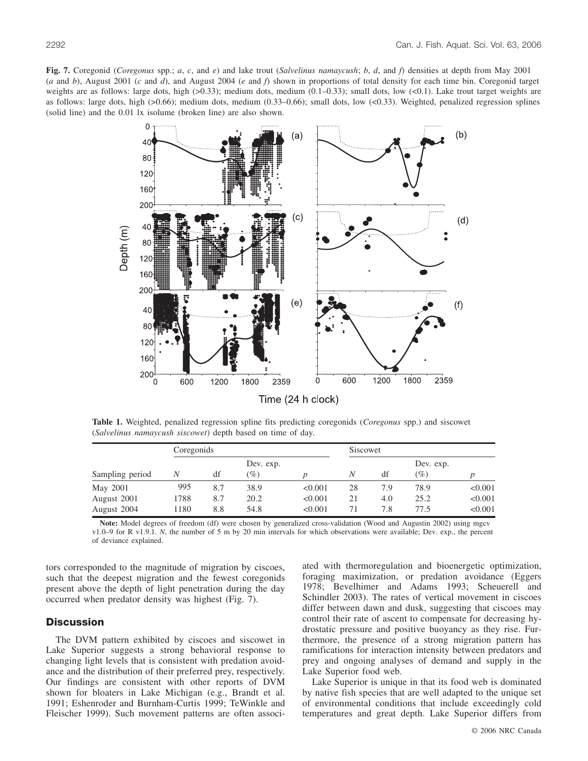**Fig. 7.** Coregonid (*Coregonus* spp.; *a*, *c*, and *e*) and lake trout (*Salvelinus namaycush*; *b*, *d*, and *f*) densities at depth from May 2001 (*a* and *b*), August 2001 (*c* and *d*), and August 2004 (*e* and *f*) shown in proportions of total density for each time bin. Coregonid target weights are as follows: large dots, high (>0.33); medium dots, medium (0.1–0.33); small dots, low (<0.1). Lake trout target weights are as follows: large dots, high (>0.66); medium dots, medium (0.33–0.66); small dots, low (<0.33). Weighted, penalized regression splines (solid line) and the 0.01 lx isolume (broken line) are also shown.

**Table 1.** Weighted, penalized regression spline fits predicting coregonids (*Coregonus* spp.) and siscowet (*Salvelinus namaycush siscowet*) depth based on time of day.

| | Coregonids | | | | Siscowet | | | |
|---|---|---|---|---|---|---|---|---|
| Sampling period | *N* | df | Dev. exp. (%) | *p* | *N* | df | Dev. exp. (%) | *p* |
| May 2001 | 995 | 8.7 | 38.9 | <0.001 | 28 | 7.9 | 78.9 | <0.001 |
| August 2001 | 1788 | 8.7 | 20.2 | <0.001 | 21 | 4.0 | 25.2 | <0.001 |
| August 2004 | 1180 | 8.8 | 54.8 | <0.001 | 71 | 7.8 | 77.5 | <0.001 |

**Note:** Model degrees of freedom (df) were chosen by generalized cross-validation (Wood and Augustin 2002) using mgcv v1.0–9 for R v1.9.1. *N*, the number of 5 m by 20 min intervals for which observations were available; Dev. exp., the percent of deviance explained.

tors corresponded to the magnitude of migration by ciscoes, such that the deepest migration and the fewest coregonids present above the depth of light penetration during the day occurred when predator density was highest (Fig. 7).

## Discussion

The DVM pattern exhibited by ciscoes and siscowet in Lake Superior suggests a strong behavioral response to changing light levels that is consistent with predation avoidance and the distribution of their preferred prey, respectively. Our findings are consistent with other reports of DVM shown for bloaters in Lake Michigan (e.g., Brandt et al. 1991; Eshenroder and Burnham-Curtis 1999; TeWinkle and Fleischer 1999). Such movement patterns are often associated with thermoregulation and bioenergetic optimization, foraging maximization, or predation avoidance (Eggers 1978; Bevelhimer and Adams 1993; Scheuerell and Schindler 2003). The rates of vertical movement in ciscoes differ between dawn and dusk, suggesting that ciscoes may control their rate of ascent to compensate for decreasing hydrostatic pressure and positive buoyancy as they rise. Furthermore, the presence of a strong migration pattern has ramifications for interaction intensity between predators and prey and ongoing analyses of demand and supply in the Lake Superior food web.

Lake Superior is unique in that its food web is dominated by native fish species that are well adapted to the unique set of environmental conditions that include exceedingly cold temperatures and great depth. Lake Superior differs from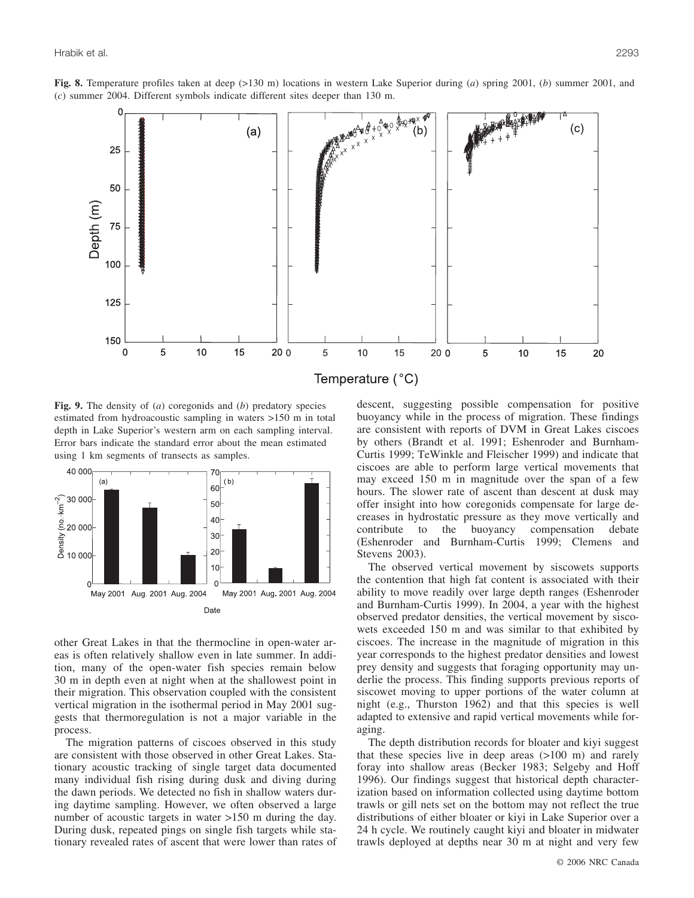**Fig. 8.** Temperature profiles taken at deep (>130 m) locations in western Lake Superior during (*a*) spring 2001, (*b*) summer 2001, and (*c*) summer 2004. Different symbols indicate different sites deeper than 130 m.

**Fig. 9.** The density of (*a*) coregonids and (*b*) predatory species estimated from hydroacoustic sampling in waters >150 m in total depth in Lake Superior's western arm on each sampling interval. Error bars indicate the standard error about the mean estimated using 1 km segments of transects as samples.

other Great Lakes in that the thermocline in open-water areas is often relatively shallow even in late summer. In addition, many of the open-water fish species remain below 30 m in depth even at night when at the shallowest point in their migration. This observation coupled with the consistent vertical migration in the isothermal period in May 2001 suggests that thermoregulation is not a major variable in the process.

The migration patterns of ciscoes observed in this study are consistent with those observed in other Great Lakes. Stationary acoustic tracking of single target data documented many individual fish rising during dusk and diving during the dawn periods. We detected no fish in shallow waters during daytime sampling. However, we often observed a large number of acoustic targets in water >150 m during the day. During dusk, repeated pings on single fish targets while stationary revealed rates of ascent that were lower than rates of descent, suggesting possible compensation for positive buoyancy while in the process of migration. These findings are consistent with reports of DVM in Great Lakes ciscoes by others (Brandt et al. 1991; Eshenroder and Burnham-Curtis 1999; TeWinkle and Fleischer 1999) and indicate that ciscoes are able to perform large vertical movements that may exceed 150 m in magnitude over the span of a few hours. The slower rate of ascent than descent at dusk may offer insight into how coregonids compensate for large decreases in hydrostatic pressure as they move vertically and contribute to the buoyancy compensation debate (Eshenroder and Burnham-Curtis 1999; Clemens and Stevens 2003).

The observed vertical movement by siscowets supports the contention that high fat content is associated with their ability to move readily over large depth ranges (Eshenroder and Burnham-Curtis 1999). In 2004, a year with the highest observed predator densities, the vertical movement by siscowets exceeded 150 m and was similar to that exhibited by ciscoes. The increase in the magnitude of migration in this year corresponds to the highest predator densities and lowest prey density and suggests that foraging opportunity may underlie the process. This finding supports previous reports of siscowet moving to upper portions of the water column at night (e.g., Thurston 1962) and that this species is well adapted to extensive and rapid vertical movements while foraging.

The depth distribution records for bloater and kiyi suggest that these species live in deep areas (>100 m) and rarely foray into shallow areas (Becker 1983; Selgeby and Hoff 1996). Our findings suggest that historical depth characterization based on information collected using daytime bottom trawls or gill nets set on the bottom may not reflect the true distributions of either bloater or kiyi in Lake Superior over a 24 h cycle. We routinely caught kiyi and bloater in midwater trawls deployed at depths near 30 m at night and very few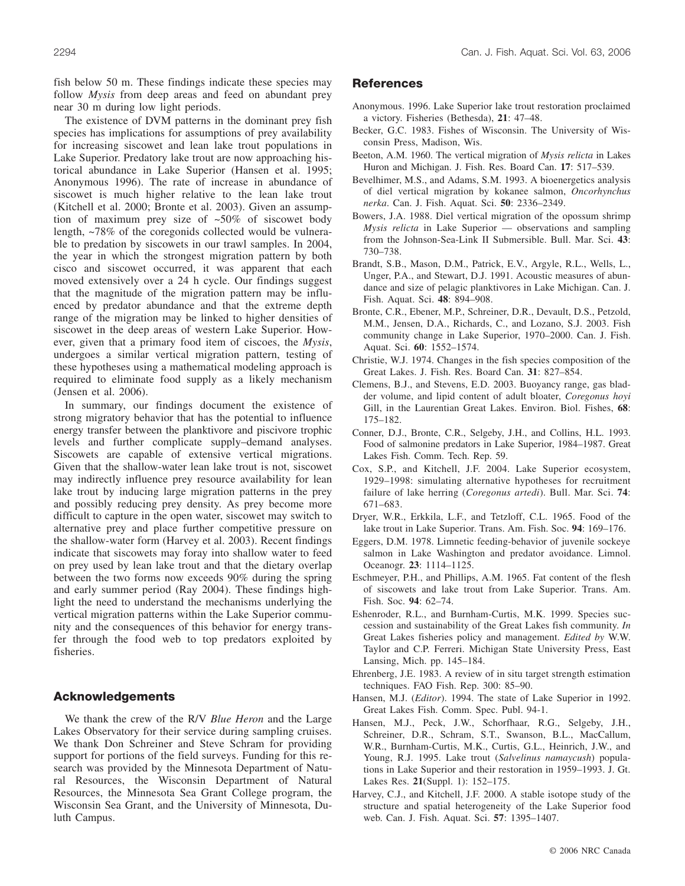fish below 50 m. These findings indicate these species may follow *Mysis* from deep areas and feed on abundant prey near 30 m during low light periods.

The existence of DVM patterns in the dominant prey fish species has implications for assumptions of prey availability for increasing siscowet and lean lake trout populations in Lake Superior. Predatory lake trout are now approaching historical abundance in Lake Superior (Hansen et al. 1995; Anonymous 1996). The rate of increase in abundance of siscowet is much higher relative to the lean lake trout (Kitchell et al. 2000; Bronte et al. 2003). Given an assumption of maximum prey size of ~50% of siscowet body length, ~78% of the coregonids collected would be vulnerable to predation by siscowets in our trawl samples. In 2004, the year in which the strongest migration pattern by both cisco and siscowet occurred, it was apparent that each moved extensively over a 24 h cycle. Our findings suggest that the magnitude of the migration pattern may be influenced by predator abundance and that the extreme depth range of the migration may be linked to higher densities of siscowet in the deep areas of western Lake Superior. However, given that a primary food item of ciscoes, the *Mysis*, undergoes a similar vertical migration pattern, testing of these hypotheses using a mathematical modeling approach is required to eliminate food supply as a likely mechanism (Jensen et al. 2006).

In summary, our findings document the existence of strong migratory behavior that has the potential to influence energy transfer between the planktivore and piscivore trophic levels and further complicate supply–demand analyses. Siscowets are capable of extensive vertical migrations. Given that the shallow-water lean lake trout is not, siscowet may indirectly influence prey resource availability for lean lake trout by inducing large migration patterns in the prey and possibly reducing prey density. As prey become more difficult to capture in the open water, siscowet may switch to alternative prey and place further competitive pressure on the shallow-water form (Harvey et al. 2003). Recent findings indicate that siscowets may foray into shallow water to feed on prey used by lean lake trout and that the dietary overlap between the two forms now exceeds 90% during the spring and early summer period (Ray 2004). These findings highlight the need to understand the mechanisms underlying the vertical migration patterns within the Lake Superior community and the consequences of this behavior for energy transfer through the food web to top predators exploited by fisheries.

## Acknowledgements

We thank the crew of the R/V *Blue Heron* and the Large Lakes Observatory for their service during sampling cruises. We thank Don Schreiner and Steve Schram for providing support for portions of the field surveys. Funding for this research was provided by the Minnesota Department of Natural Resources, the Wisconsin Department of Natural Resources, the Minnesota Sea Grant College program, the Wisconsin Sea Grant, and the University of Minnesota, Duluth Campus.

## References

Anonymous. 1996. Lake Superior lake trout restoration proclaimed a victory. Fisheries (Bethesda), **21**: 47–48.

Becker, G.C. 1983. Fishes of Wisconsin. The University of Wisconsin Press, Madison, Wis.

Beeton, A.M. 1960. The vertical migration of *Mysis relicta* in Lakes Huron and Michigan. J. Fish. Res. Board Can. **17**: 517–539.

Bevelhimer, M.S., and Adams, S.M. 1993. A bioenergetics analysis of diel vertical migration by kokanee salmon, *Oncorhynchus nerka*. Can. J. Fish. Aquat. Sci. **50**: 2336–2349.

Bowers, J.A. 1988. Diel vertical migration of the opossum shrimp *Mysis relicta* in Lake Superior — observations and sampling from the Johnson-Sea-Link II Submersible. Bull. Mar. Sci. **43**: 730–738.

Brandt, S.B., Mason, D.M., Patrick, E.V., Argyle, R.L., Wells, L., Unger, P.A., and Stewart, D.J. 1991. Acoustic measures of abundance and size of pelagic planktivores in Lake Michigan. Can. J. Fish. Aquat. Sci. **48**: 894–908.

Bronte, C.R., Ebener, M.P., Schreiner, D.R., Devault, D.S., Petzold, M.M., Jensen, D.A., Richards, C., and Lozano, S.J. 2003. Fish community change in Lake Superior, 1970–2000. Can. J. Fish. Aquat. Sci. **60**: 1552–1574.

Christie, W.J. 1974. Changes in the fish species composition of the Great Lakes. J. Fish. Res. Board Can. **31**: 827–854.

Clemens, B.J., and Stevens, E.D. 2003. Buoyancy range, gas bladder volume, and lipid content of adult bloater, *Coregonus hoyi* Gill, in the Laurentian Great Lakes. Environ. Biol. Fishes, **68**: 175–182.

Conner, D.J., Bronte, C.R., Selgeby, J.H., and Collins, H.L. 1993. Food of salmonine predators in Lake Superior, 1984–1987. Great Lakes Fish. Comm. Tech. Rep. 59.

Cox, S.P., and Kitchell, J.F. 2004. Lake Superior ecosystem, 1929–1998: simulating alternative hypotheses for recruitment failure of lake herring (*Coregonus artedi*). Bull. Mar. Sci. **74**: 671–683.

Dryer, W.R., Erkkila, L.F., and Tetzloff, C.L. 1965. Food of the lake trout in Lake Superior. Trans. Am. Fish. Soc. **94**: 169–176.

Eggers, D.M. 1978. Limnetic feeding-behavior of juvenile sockeye salmon in Lake Washington and predator avoidance. Limnol. Oceanogr. **23**: 1114–1125.

Eschmeyer, P.H., and Phillips, A.M. 1965. Fat content of the flesh of siscowets and lake trout from Lake Superior. Trans. Am. Fish. Soc. **94**: 62–74.

Eshenroder, R.L., and Burnham-Curtis, M.K. 1999. Species succession and sustainability of the Great Lakes fish community. *In* Great Lakes fisheries policy and management. *Edited by* W.W. Taylor and C.P. Ferreri. Michigan State University Press, East Lansing, Mich. pp. 145–184.

Ehrenberg, J.E. 1983. A review of in situ target strength estimation techniques. FAO Fish. Rep. 300: 85–90.

Hansen, M.J. (*Editor*). 1994. The state of Lake Superior in 1992. Great Lakes Fish. Comm. Spec. Publ. 94-1.

Hansen, M.J., Peck, J.W., Schorfhaar, R.G., Selgeby, J.H., Schreiner, D.R., Schram, S.T., Swanson, B.L., MacCallum, W.R., Burnham-Curtis, M.K., Curtis, G.L., Heinrich, J.W., and Young, R.J. 1995. Lake trout (*Salvelinus namaycush*) populations in Lake Superior and their restoration in 1959–1993. J. Gt. Lakes Res. **21**(Suppl. 1): 152–175.

Harvey, C.J., and Kitchell, J.F. 2000. A stable isotope study of the structure and spatial heterogeneity of the Lake Superior food web. Can. J. Fish. Aquat. Sci. **57**: 1395–1407.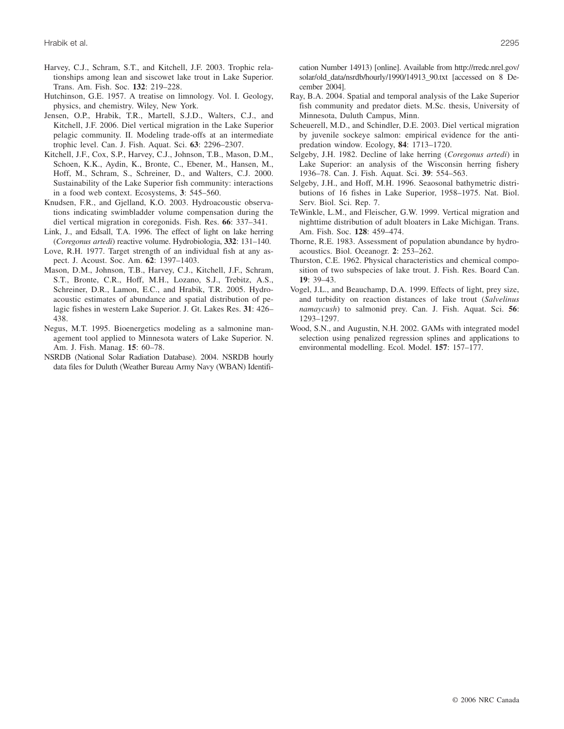Harvey, C.J., Schram, S.T., and Kitchell, J.F. 2003. Trophic relationships among lean and siscowet lake trout in Lake Superior. Trans. Am. Fish. Soc. **132**: 219–228.

Hutchinson, G.E. 1957. A treatise on limnology. Vol. I. Geology, physics, and chemistry. Wiley, New York.

Jensen, O.P., Hrabik, T.R., Martell, S.J.D., Walters, C.J., and Kitchell, J.F. 2006. Diel vertical migration in the Lake Superior pelagic community. II. Modeling trade-offs at an intermediate trophic level. Can. J. Fish. Aquat. Sci. **63**: 2296–2307.

Kitchell, J.F., Cox, S.P., Harvey, C.J., Johnson, T.B., Mason, D.M., Schoen, K.K., Aydin, K., Bronte, C., Ebener, M., Hansen, M., Hoff, M., Schram, S., Schreiner, D., and Walters, C.J. 2000. Sustainability of the Lake Superior fish community: interactions in a food web context. Ecosystems, **3**: 545–560.

Knudsen, F.R., and Gjelland, K.O. 2003. Hydroacoustic observations indicating swimbladder volume compensation during the diel vertical migration in coregonids. Fish. Res. **66**: 337–341.

Link, J., and Edsall, T.A. 1996. The effect of light on lake herring (*Coregonus artedi*) reactive volume. Hydrobiologia, **332**: 131–140.

Love, R.H. 1977. Target strength of an individual fish at any aspect. J. Acoust. Soc. Am. **62**: 1397–1403.

Mason, D.M., Johnson, T.B., Harvey, C.J., Kitchell, J.F., Schram, S.T., Bronte, C.R., Hoff, M.H., Lozano, S.J., Trebitz, A.S., Schreiner, D.R., Lamon, E.C., and Hrabik, T.R. 2005. Hydroacoustic estimates of abundance and spatial distribution of pelagic fishes in western Lake Superior. J. Gt. Lakes Res. **31**: 426–438.

Negus, M.T. 1995. Bioenergetics modeling as a salmonine management tool applied to Minnesota waters of Lake Superior. N. Am. J. Fish. Manag. **15**: 60–78.

NSRDB (National Solar Radiation Database). 2004. NSRDB hourly data files for Duluth (Weather Bureau Army Navy (WBAN) Identification Number 14913) [online]. Available from http://rredc.nrel.gov/solar/old_data/nsrdb/hourly/1990/14913_90.txt [accessed on 8 December 2004].

Ray, B.A. 2004. Spatial and temporal analysis of the Lake Superior fish community and predator diets. M.Sc. thesis, University of Minnesota, Duluth Campus, Minn.

Scheuerell, M.D., and Schindler, D.E. 2003. Diel vertical migration by juvenile sockeye salmon: empirical evidence for the antipredation window. Ecology, **84**: 1713–1720.

Selgeby, J.H. 1982. Decline of lake herring (*Coregonus artedi*) in Lake Superior: an analysis of the Wisconsin herring fishery 1936–78. Can. J. Fish. Aquat. Sci. **39**: 554–563.

Selgeby, J.H., and Hoff, M.H. 1996. Seaosonal bathymetric distributions of 16 fishes in Lake Superior, 1958–1975. Nat. Biol. Serv. Biol. Sci. Rep. 7.

TeWinkle, L.M., and Fleischer, G.W. 1999. Vertical migration and nighttime distribution of adult bloaters in Lake Michigan. Trans. Am. Fish. Soc. **128**: 459–474.

Thorne, R.E. 1983. Assessment of population abundance by hydroacoustics. Biol. Oceanogr. **2**: 253–262.

Thurston, C.E. 1962. Physical characteristics and chemical composition of two subspecies of lake trout. J. Fish. Res. Board Can. **19**: 39–43.

Vogel, J.L., and Beauchamp, D.A. 1999. Effects of light, prey size, and turbidity on reaction distances of lake trout (*Salvelinus namaycush*) to salmonid prey. Can. J. Fish. Aquat. Sci. **56**: 1293–1297.

Wood, S.N., and Augustin, N.H. 2002. GAMs with integrated model selection using penalized regression splines and applications to environmental modelling. Ecol. Model. **157**: 157–177.